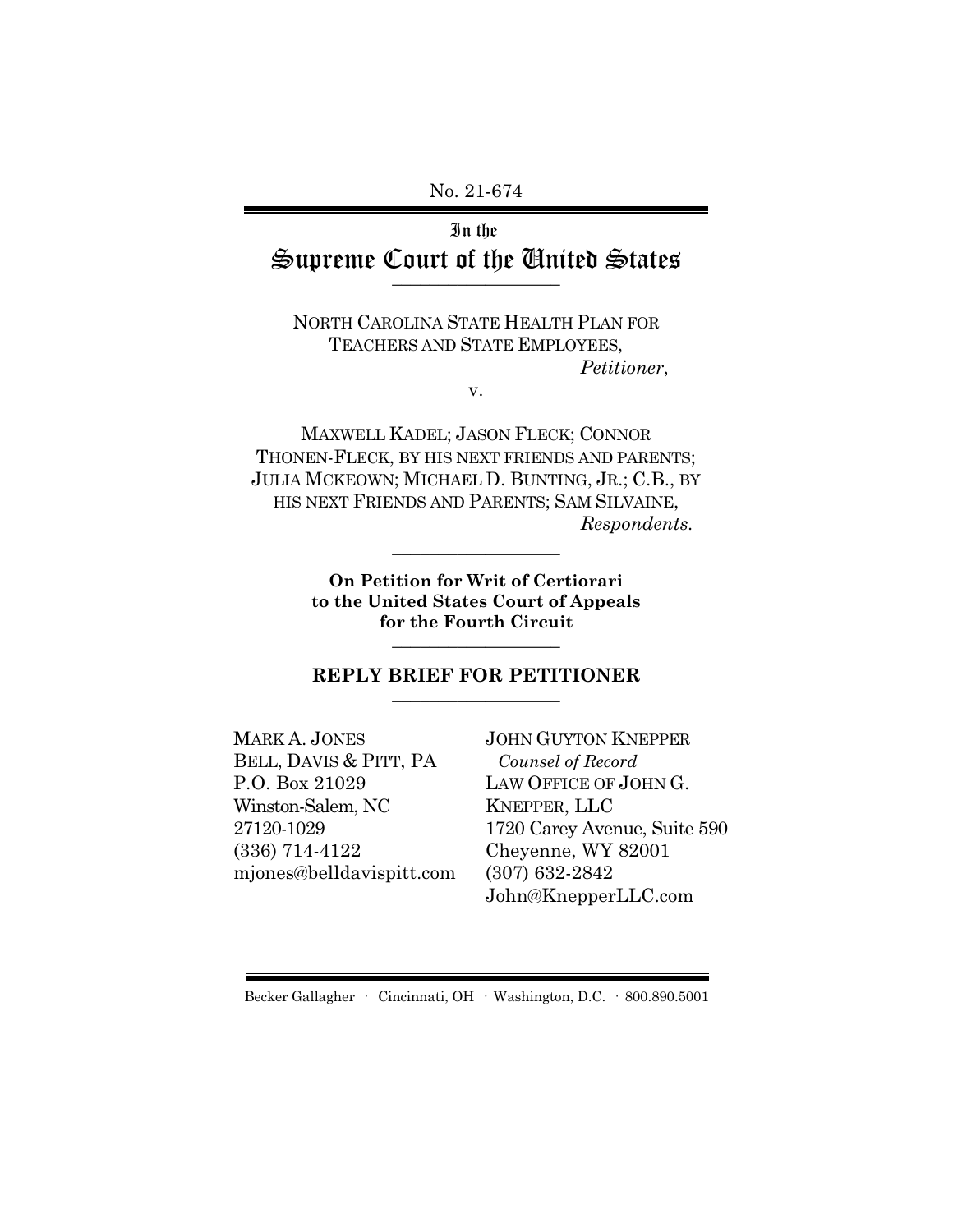No. 21-674

# In the Supreme Court of the United States

---

NORTH CAROLINA STATE HEALTH PLAN FOR TEACHERS AND STATE EMPLOYEES,
*Petitioner*,

v.

MAXWELL KADEL; JASON FLECK; CONNOR THONEN-FLECK, BY HIS NEXT FRIENDS AND PARENTS; JULIA MCKEOWN; MICHAEL D. BUNTING, JR.; C.B., BY HIS NEXT FRIENDS AND PARENTS; SAM SILVAINE,
*Respondents*.

---

**On Petition for Writ of Certiorari to the United States Court of Appeals for the Fourth Circuit**

---

## REPLY BRIEF FOR PETITIONER

---

MARK A. JONES
BELL, DAVIS & PITT, PA
P.O. Box 21029
Winston-Salem, NC 27120-1029
(336) 714-4122
mjones@belldavispitt.com

JOHN GUYTON KNEPPER
*Counsel of Record*
LAW OFFICE OF JOHN G. KNEPPER, LLC
1720 Carey Avenue, Suite 590
Cheyenne, WY 82001
(307) 632-2842
John@KnepperLLC.com

Becker Gallagher · Cincinnati, OH · Washington, D.C. · 800.890.5001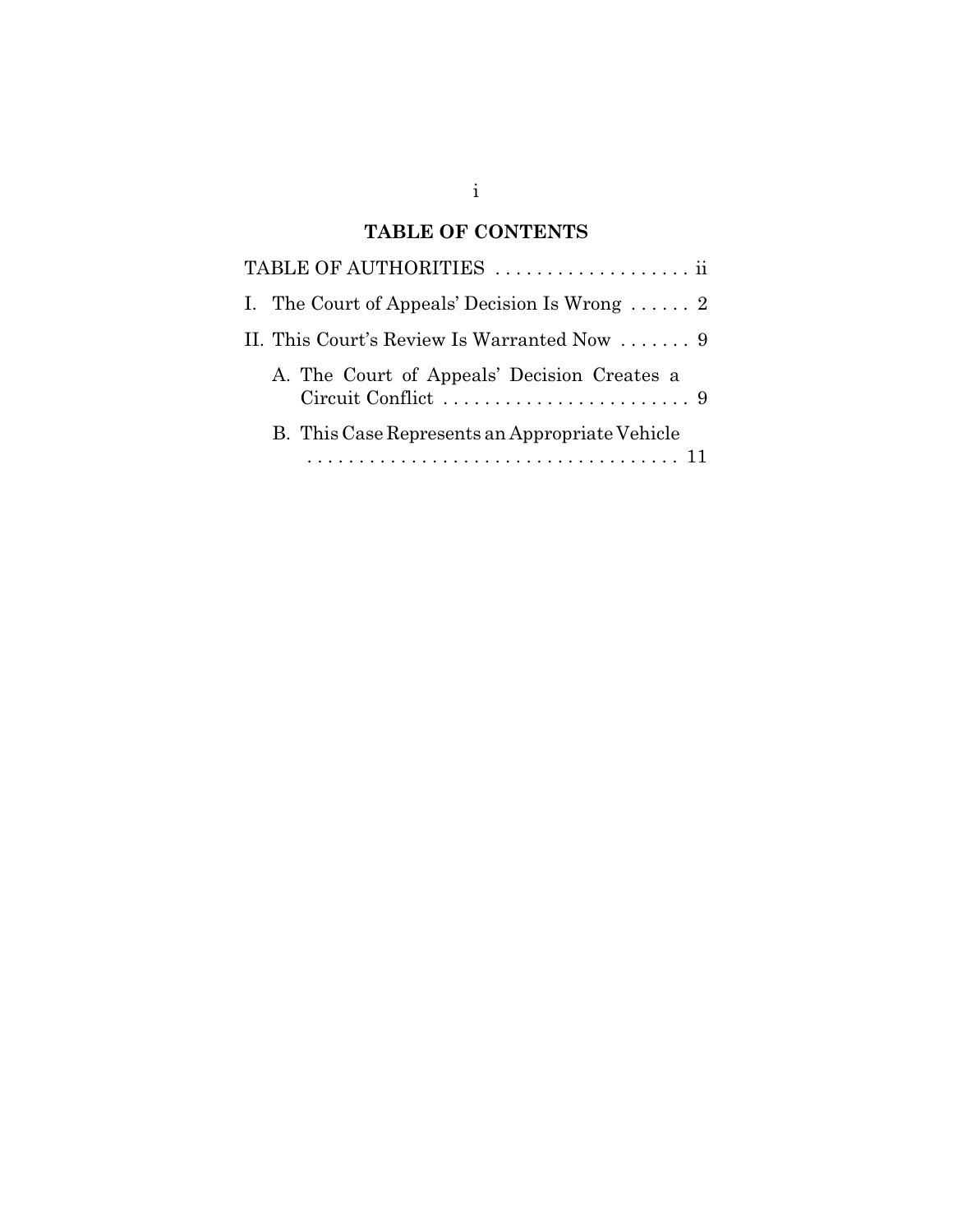## TABLE OF CONTENTS

TABLE OF AUTHORITIES . . . . . . . . . . . . . . . . . . . ii

I. The Court of Appeals' Decision Is Wrong . . . . . . 2

II. This Court's Review Is Warranted Now . . . . . . . 9

  A. The Court of Appeals' Decision Creates a Circuit Conflict . . . . . . . . . . . . . . . . . . . . . . . . 9

  B. This Case Represents an Appropriate Vehicle . . . . . . . . . . . . . . . . . . . . . . . . . . . . . . . . . . . . 11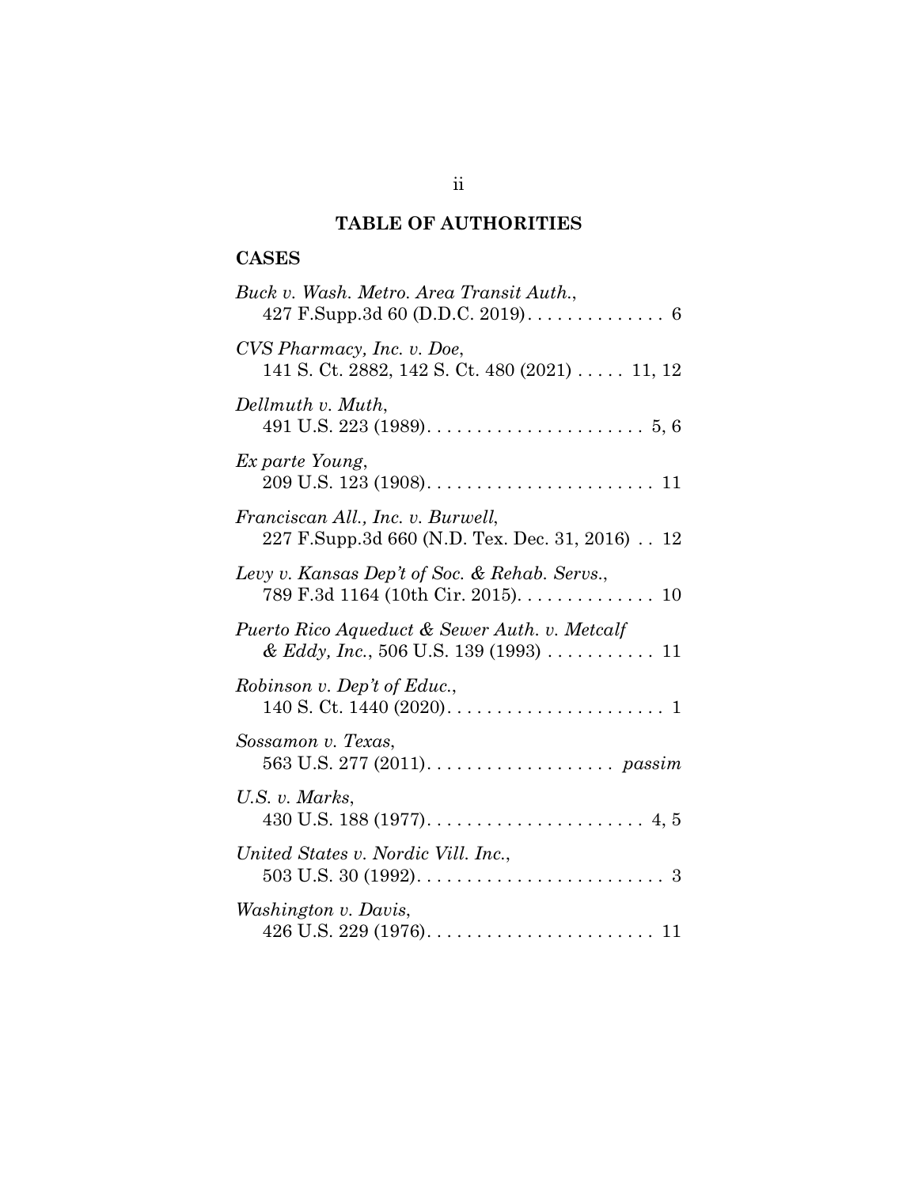## TABLE OF AUTHORITIES

### CASES

*Buck v. Wash. Metro. Area Transit Auth.*,
427 F.Supp.3d 60 (D.D.C. 2019). . . . . . . . . . . . . . 6

*CVS Pharmacy, Inc. v. Doe*,
141 S. Ct. 2882, 142 S. Ct. 480 (2021) . . . . . 11, 12

*Dellmuth v. Muth*,
491 U.S. 223 (1989). . . . . . . . . . . . . . . . . . . . . . 5, 6

*Ex parte Young*,
209 U.S. 123 (1908). . . . . . . . . . . . . . . . . . . . . . . 11

*Franciscan All., Inc. v. Burwell*,
227 F.Supp.3d 660 (N.D. Tex. Dec. 31, 2016) . . 12

*Levy v. Kansas Dep't of Soc. & Rehab. Servs.*,
789 F.3d 1164 (10th Cir. 2015). . . . . . . . . . . . . . 10

*Puerto Rico Aqueduct & Sewer Auth. v. Metcalf & Eddy, Inc.*, 506 U.S. 139 (1993) . . . . . . . . . . . 11

*Robinson v. Dep't of Educ.*,
140 S. Ct. 1440 (2020). . . . . . . . . . . . . . . . . . . . . . 1

*Sossamon v. Texas*,
563 U.S. 277 (2011). . . . . . . . . . . . . . . . . . . *passim*

*U.S. v. Marks*,
430 U.S. 188 (1977). . . . . . . . . . . . . . . . . . . . . . 4, 5

*United States v. Nordic Vill. Inc.*,
503 U.S. 30 (1992). . . . . . . . . . . . . . . . . . . . . . . . . 3

*Washington v. Davis*,
426 U.S. 229 (1976). . . . . . . . . . . . . . . . . . . . . . . 11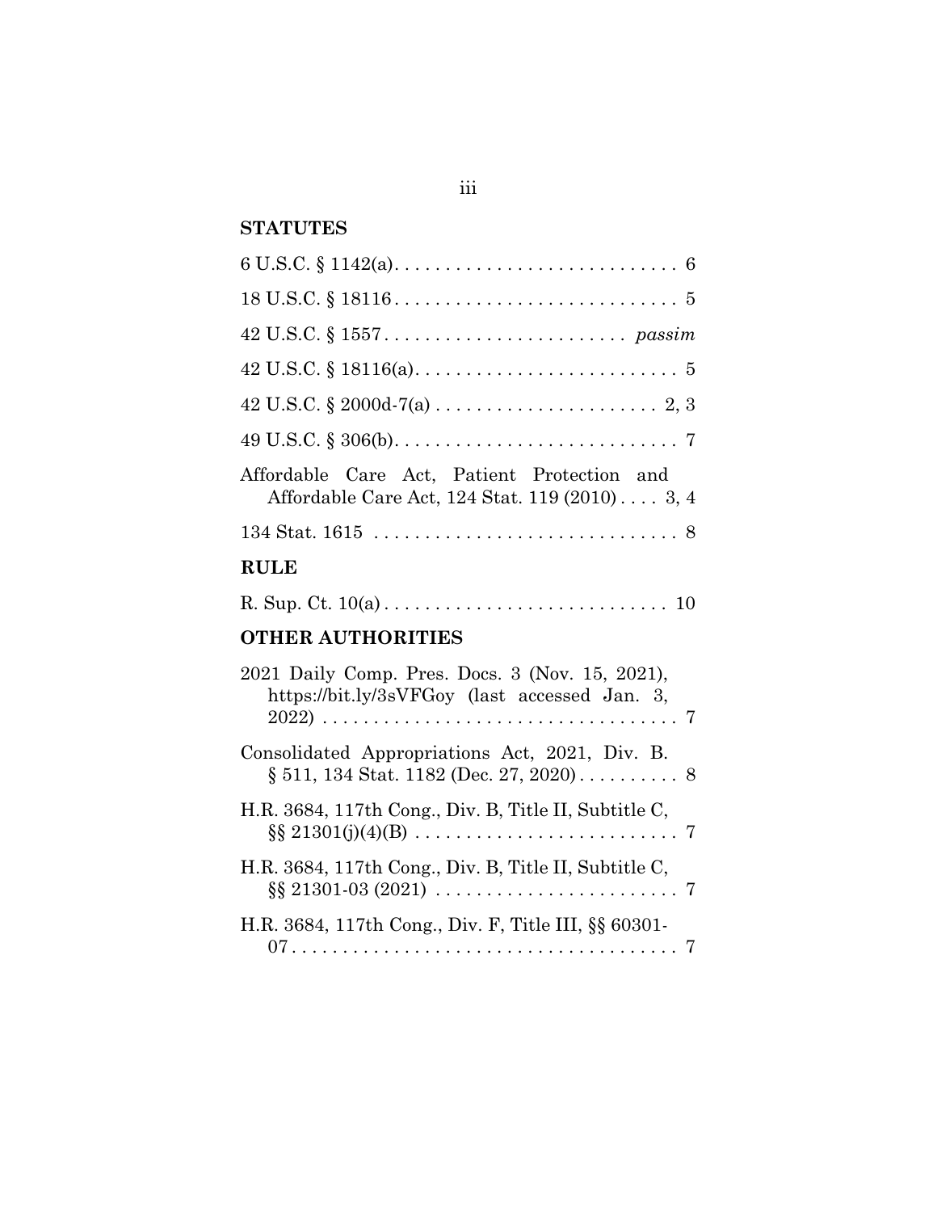## STATUTES

6 U.S.C. § 1142(a). . . . . . . . . . . . . . . . . . . . . . . . . . . . 6

18 U.S.C. § 18116 . . . . . . . . . . . . . . . . . . . . . . . . . . . . 5

42 U.S.C. § 1557. . . . . . . . . . . . . . . . . . . . . . . . . *passim*

42 U.S.C. § 18116(a). . . . . . . . . . . . . . . . . . . . . . . . . . 5

42 U.S.C. § 2000d-7(a) . . . . . . . . . . . . . . . . . . . . . . 2, 3

49 U.S.C. § 306(b). . . . . . . . . . . . . . . . . . . . . . . . . . . . 7

Affordable Care Act, Patient Protection and Affordable Care Act, 124 Stat. 119 (2010) . . . . 3, 4

134 Stat. 1615 . . . . . . . . . . . . . . . . . . . . . . . . . . . . . . 8

## RULE

R. Sup. Ct. 10(a) . . . . . . . . . . . . . . . . . . . . . . . . . . . . 10

## OTHER AUTHORITIES

2021 Daily Comp. Pres. Docs. 3 (Nov. 15, 2021), https://bit.ly/3sVFGoy (last accessed Jan. 3, 2022) . . . . . . . . . . . . . . . . . . . . . . . . . . . . . . . . . . 7

Consolidated Appropriations Act, 2021, Div. B. § 511, 134 Stat. 1182 (Dec. 27, 2020) . . . . . . . . . . 8

H.R. 3684, 117th Cong., Div. B, Title II, Subtitle C, §§ 21301(j)(4)(B) . . . . . . . . . . . . . . . . . . . . . . . . . . 7

H.R. 3684, 117th Cong., Div. B, Title II, Subtitle C, §§ 21301-03 (2021) . . . . . . . . . . . . . . . . . . . . . . . . 7

H.R. 3684, 117th Cong., Div. F, Title III, §§ 60301-07 . . . . . . . . . . . . . . . . . . . . . . . . . . . . . . . . . . . . . . 7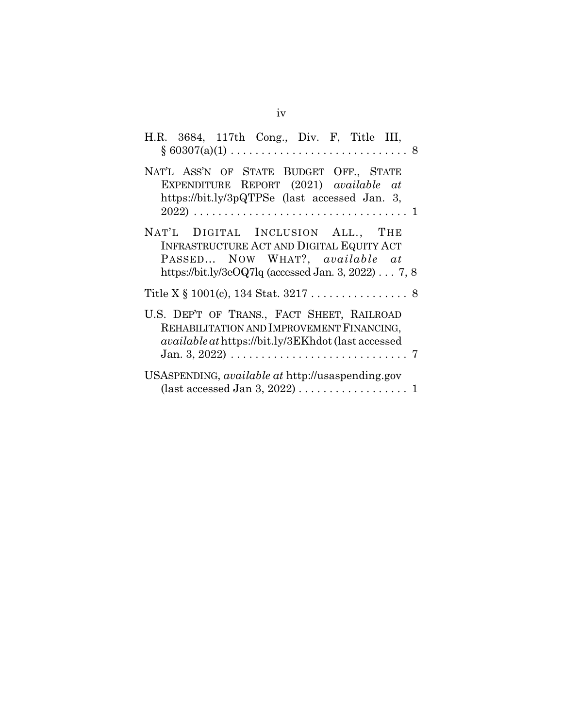H.R. 3684, 117th Cong., Div. F, Title III, § 60307(a)(1) . . . . . . . . . . . . . . . . . . . . . . . . . . . . . 8

NAT'L ASS'N OF STATE BUDGET OFF., STATE EXPENDITURE REPORT (2021) *available at* https://bit.ly/3pQTPSe (last accessed Jan. 3, 2022) . . . . . . . . . . . . . . . . . . . . . . . . . . . . . . . . . . 1

NAT'L DIGITAL INCLUSION ALL., THE INFRASTRUCTURE ACT AND DIGITAL EQUITY ACT PASSED... NOW WHAT?, *available at* https://bit.ly/3eOQ7lq (accessed Jan. 3, 2022) . . . 7, 8

Title X § 1001(c), 134 Stat. 3217 . . . . . . . . . . . . . . . . 8

U.S. DEP'T OF TRANS., FACT SHEET, RAILROAD REHABILITATION AND IMPROVEMENT FINANCING, *available at* https://bit.ly/3EKhdot (last accessed Jan. 3, 2022) . . . . . . . . . . . . . . . . . . . . . . . . . . . . . 7

USASPENDING, *available at* http://usaspending.gov (last accessed Jan 3, 2022) . . . . . . . . . . . . . . . . . . 1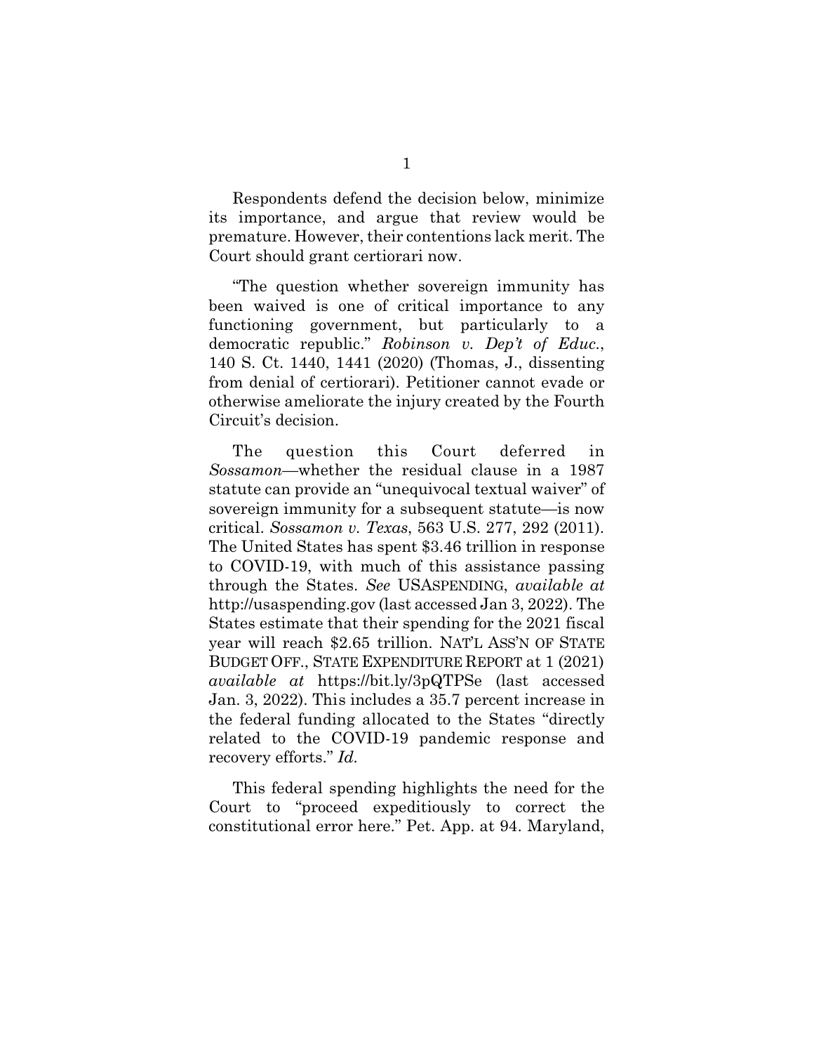Respondents defend the decision below, minimize its importance, and argue that review would be premature. However, their contentions lack merit. The Court should grant certiorari now.

"The question whether sovereign immunity has been waived is one of critical importance to any functioning government, but particularly to a democratic republic." *Robinson v. Dep't of Educ.*, 140 S. Ct. 1440, 1441 (2020) (Thomas, J., dissenting from denial of certiorari). Petitioner cannot evade or otherwise ameliorate the injury created by the Fourth Circuit's decision.

The question this Court deferred in *Sossamon*—whether the residual clause in a 1987 statute can provide an "unequivocal textual waiver" of sovereign immunity for a subsequent statute—is now critical. *Sossamon v. Texas*, 563 U.S. 277, 292 (2011). The United States has spent \$3.46 trillion in response to COVID-19, with much of this assistance passing through the States. *See* USASPENDING, *available at* http://usaspending.gov (last accessed Jan 3, 2022). The States estimate that their spending for the 2021 fiscal year will reach \$2.65 trillion. NAT'L ASS'N OF STATE BUDGET OFF., STATE EXPENDITURE REPORT at 1 (2021) *available at* https://bit.ly/3pQTPSe (last accessed Jan. 3, 2022). This includes a 35.7 percent increase in the federal funding allocated to the States "directly related to the COVID-19 pandemic response and recovery efforts." *Id.*

This federal spending highlights the need for the Court to "proceed expeditiously to correct the constitutional error here." Pet. App. at 94. Maryland,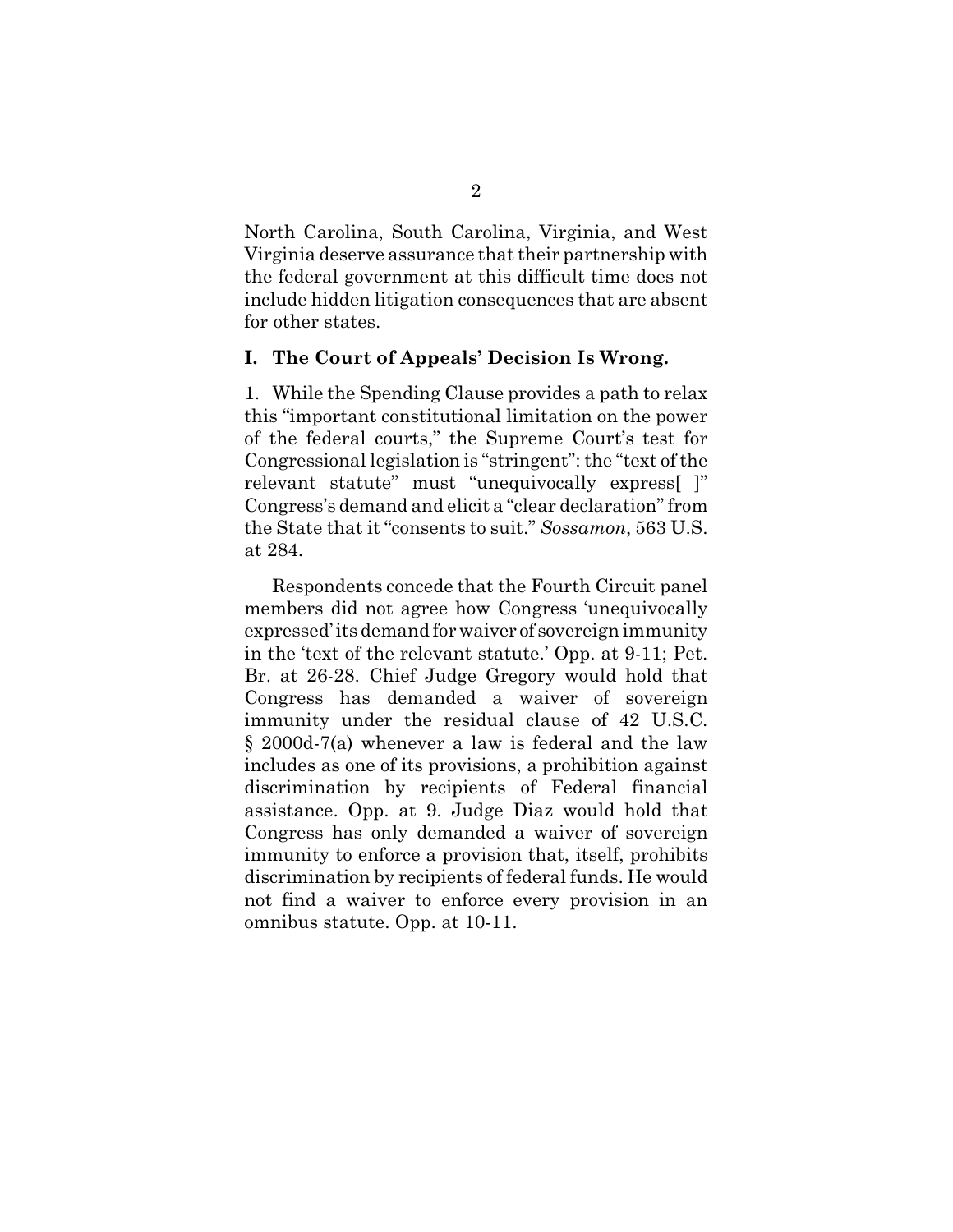North Carolina, South Carolina, Virginia, and West Virginia deserve assurance that their partnership with the federal government at this difficult time does not include hidden litigation consequences that are absent for other states.

## I. The Court of Appeals' Decision Is Wrong.

1. While the Spending Clause provides a path to relax this "important constitutional limitation on the power of the federal courts," the Supreme Court's test for Congressional legislation is "stringent": the "text of the relevant statute" must "unequivocally express[ ]" Congress's demand and elicit a "clear declaration" from the State that it "consents to suit." *Sossamon*, 563 U.S. at 284.

Respondents concede that the Fourth Circuit panel members did not agree how Congress 'unequivocally expressed' its demand for waiver of sovereign immunity in the 'text of the relevant statute.' Opp. at 9-11; Pet. Br. at 26-28. Chief Judge Gregory would hold that Congress has demanded a waiver of sovereign immunity under the residual clause of 42 U.S.C. § 2000d-7(a) whenever a law is federal and the law includes as one of its provisions, a prohibition against discrimination by recipients of Federal financial assistance. Opp. at 9. Judge Diaz would hold that Congress has only demanded a waiver of sovereign immunity to enforce a provision that, itself, prohibits discrimination by recipients of federal funds. He would not find a waiver to enforce every provision in an omnibus statute. Opp. at 10-11.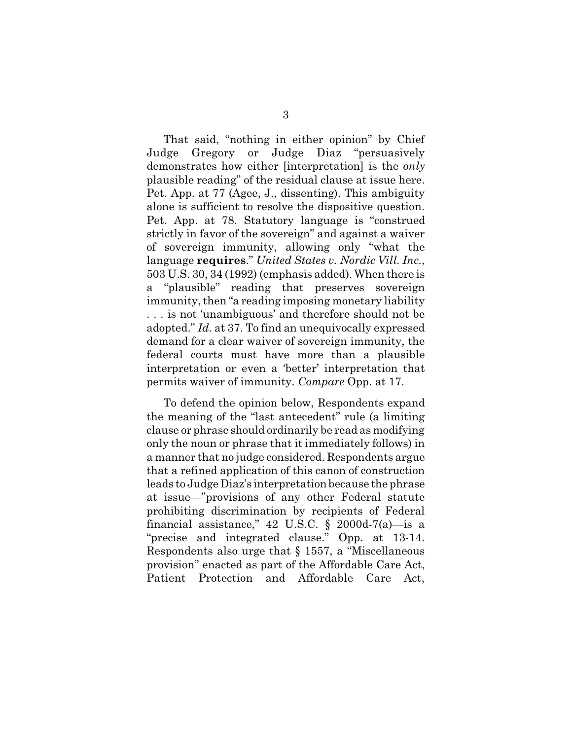That said, "nothing in either opinion" by Chief Judge Gregory or Judge Diaz "persuasively demonstrates how either [interpretation] is the *only* plausible reading" of the residual clause at issue here. Pet. App. at 77 (Agee, J., dissenting). This ambiguity alone is sufficient to resolve the dispositive question. Pet. App. at 78. Statutory language is "construed strictly in favor of the sovereign" and against a waiver of sovereign immunity, allowing only "what the language **requires**." *United States v. Nordic Vill. Inc.*, 503 U.S. 30, 34 (1992) (emphasis added). When there is a "plausible" reading that preserves sovereign immunity, then "a reading imposing monetary liability . . . is not 'unambiguous' and therefore should not be adopted." *Id.* at 37. To find an unequivocally expressed demand for a clear waiver of sovereign immunity, the federal courts must have more than a plausible interpretation or even a 'better' interpretation that permits waiver of immunity. *Compare* Opp. at 17.

To defend the opinion below, Respondents expand the meaning of the "last antecedent" rule (a limiting clause or phrase should ordinarily be read as modifying only the noun or phrase that it immediately follows) in a manner that no judge considered. Respondents argue that a refined application of this canon of construction leads to Judge Diaz's interpretation because the phrase at issue—"provisions of any other Federal statute prohibiting discrimination by recipients of Federal financial assistance," 42 U.S.C. § 2000d-7(a)—is a "precise and integrated clause." Opp. at 13-14. Respondents also urge that § 1557, a "Miscellaneous provision" enacted as part of the Affordable Care Act, Patient Protection and Affordable Care Act,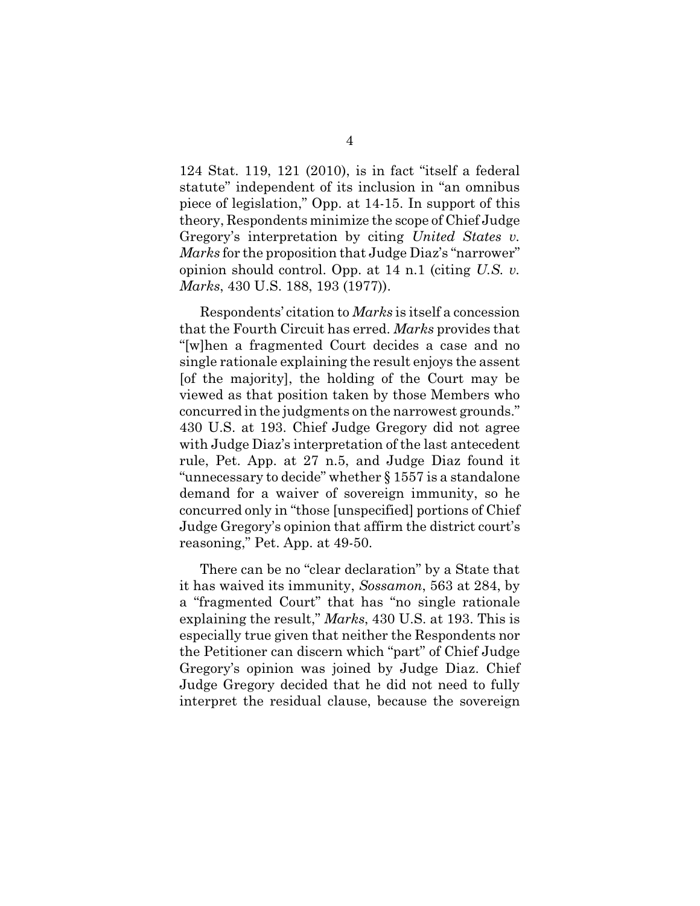124 Stat. 119, 121 (2010), is in fact "itself a federal statute" independent of its inclusion in "an omnibus piece of legislation," Opp. at 14-15. In support of this theory, Respondents minimize the scope of Chief Judge Gregory's interpretation by citing *United States v. Marks* for the proposition that Judge Diaz's "narrower" opinion should control. Opp. at 14 n.1 (citing *U.S. v. Marks*, 430 U.S. 188, 193 (1977)).

Respondents' citation to *Marks* is itself a concession that the Fourth Circuit has erred. *Marks* provides that "[w]hen a fragmented Court decides a case and no single rationale explaining the result enjoys the assent [of the majority], the holding of the Court may be viewed as that position taken by those Members who concurred in the judgments on the narrowest grounds." 430 U.S. at 193. Chief Judge Gregory did not agree with Judge Diaz's interpretation of the last antecedent rule, Pet. App. at 27 n.5, and Judge Diaz found it "unnecessary to decide" whether § 1557 is a standalone demand for a waiver of sovereign immunity, so he concurred only in "those [unspecified] portions of Chief Judge Gregory's opinion that affirm the district court's reasoning," Pet. App. at 49-50.

There can be no "clear declaration" by a State that it has waived its immunity, *Sossamon*, 563 at 284, by a "fragmented Court" that has "no single rationale explaining the result," *Marks*, 430 U.S. at 193. This is especially true given that neither the Respondents nor the Petitioner can discern which "part" of Chief Judge Gregory's opinion was joined by Judge Diaz. Chief Judge Gregory decided that he did not need to fully interpret the residual clause, because the sovereign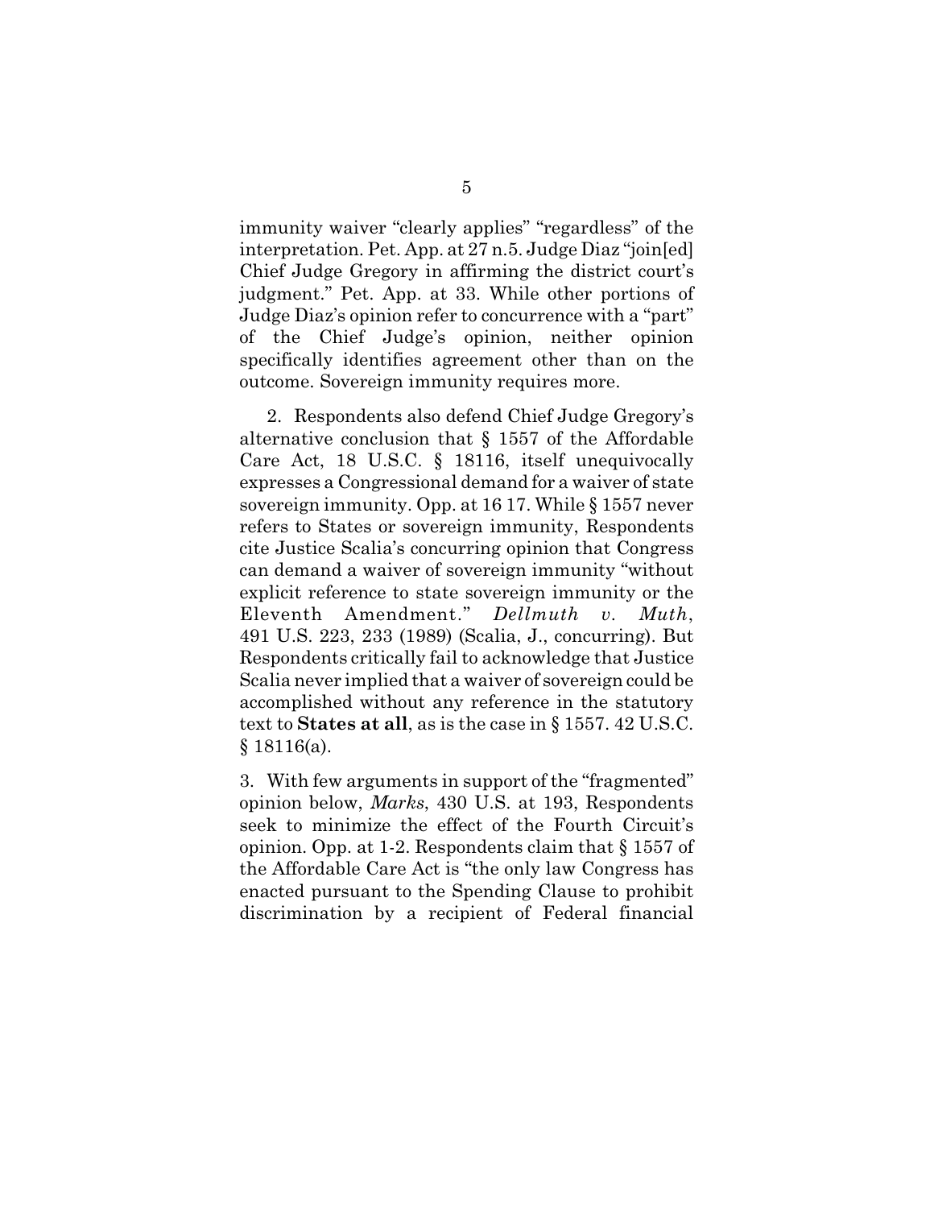immunity waiver "clearly applies" "regardless" of the interpretation. Pet. App. at 27 n.5. Judge Diaz "join[ed] Chief Judge Gregory in affirming the district court's judgment." Pet. App. at 33. While other portions of Judge Diaz's opinion refer to concurrence with a "part" of the Chief Judge's opinion, neither opinion specifically identifies agreement other than on the outcome. Sovereign immunity requires more.

2. Respondents also defend Chief Judge Gregory's alternative conclusion that § 1557 of the Affordable Care Act, 18 U.S.C. § 18116, itself unequivocally expresses a Congressional demand for a waiver of state sovereign immunity. Opp. at 16 17. While § 1557 never refers to States or sovereign immunity, Respondents cite Justice Scalia's concurring opinion that Congress can demand a waiver of sovereign immunity "without explicit reference to state sovereign immunity or the Eleventh Amendment." *Dellmuth v. Muth*, 491 U.S. 223, 233 (1989) (Scalia, J., concurring). But Respondents critically fail to acknowledge that Justice Scalia never implied that a waiver of sovereign could be accomplished without any reference in the statutory text to **States at all**, as is the case in § 1557. 42 U.S.C. § 18116(a).

3. With few arguments in support of the "fragmented" opinion below, *Marks*, 430 U.S. at 193, Respondents seek to minimize the effect of the Fourth Circuit's opinion. Opp. at 1-2. Respondents claim that § 1557 of the Affordable Care Act is "the only law Congress has enacted pursuant to the Spending Clause to prohibit discrimination by a recipient of Federal financial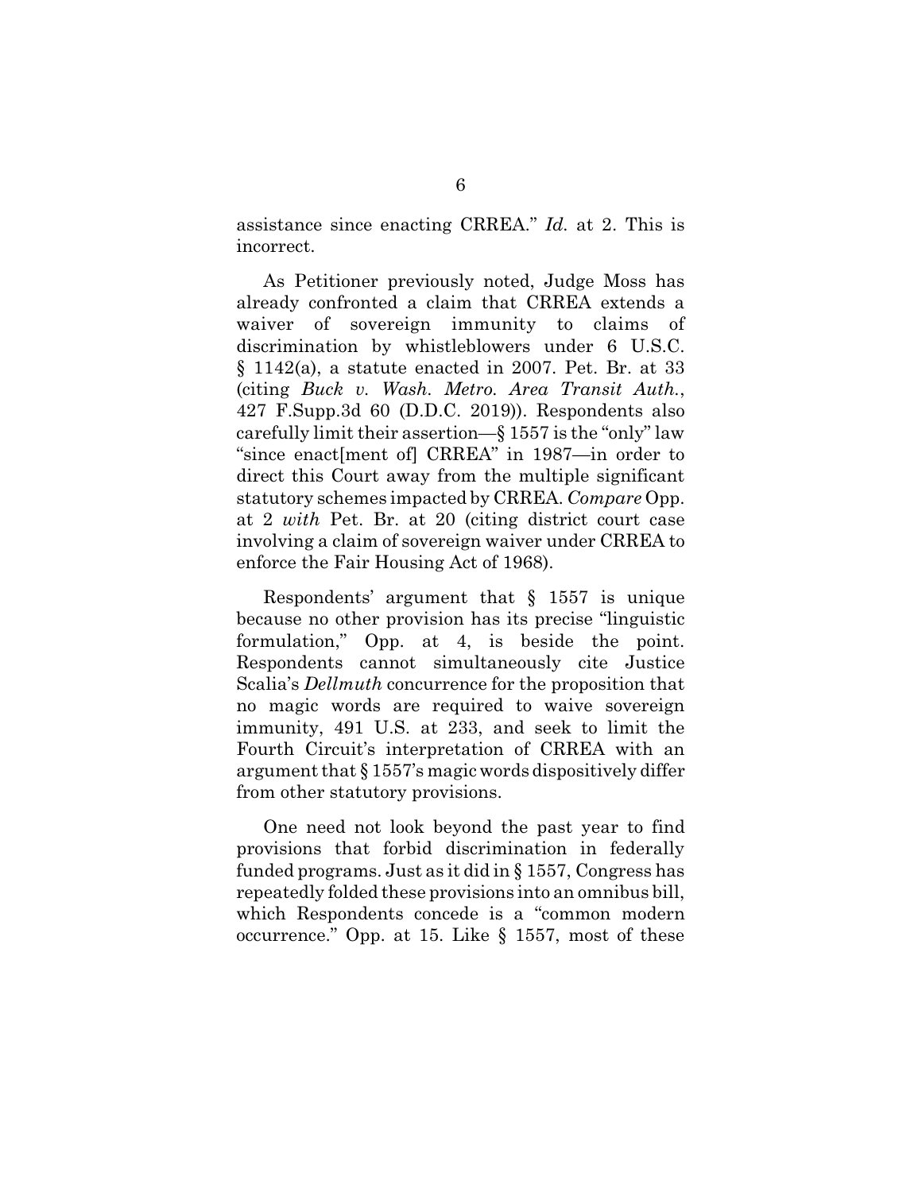assistance since enacting CRREA." *Id.* at 2. This is incorrect.

As Petitioner previously noted, Judge Moss has already confronted a claim that CRREA extends a waiver of sovereign immunity to claims of discrimination by whistleblowers under 6 U.S.C. § 1142(a), a statute enacted in 2007. Pet. Br. at 33 (citing *Buck v. Wash. Metro. Area Transit Auth.*, 427 F.Supp.3d 60 (D.D.C. 2019)). Respondents also carefully limit their assertion—§ 1557 is the "only" law "since enact[ment of] CRREA" in 1987—in order to direct this Court away from the multiple significant statutory schemes impacted by CRREA. *Compare* Opp. at 2 *with* Pet. Br. at 20 (citing district court case involving a claim of sovereign waiver under CRREA to enforce the Fair Housing Act of 1968).

Respondents' argument that § 1557 is unique because no other provision has its precise "linguistic formulation," Opp. at 4, is beside the point. Respondents cannot simultaneously cite Justice Scalia's *Dellmuth* concurrence for the proposition that no magic words are required to waive sovereign immunity, 491 U.S. at 233, and seek to limit the Fourth Circuit's interpretation of CRREA with an argument that § 1557's magic words dispositively differ from other statutory provisions.

One need not look beyond the past year to find provisions that forbid discrimination in federally funded programs. Just as it did in § 1557, Congress has repeatedly folded these provisions into an omnibus bill, which Respondents concede is a "common modern occurrence." Opp. at 15. Like § 1557, most of these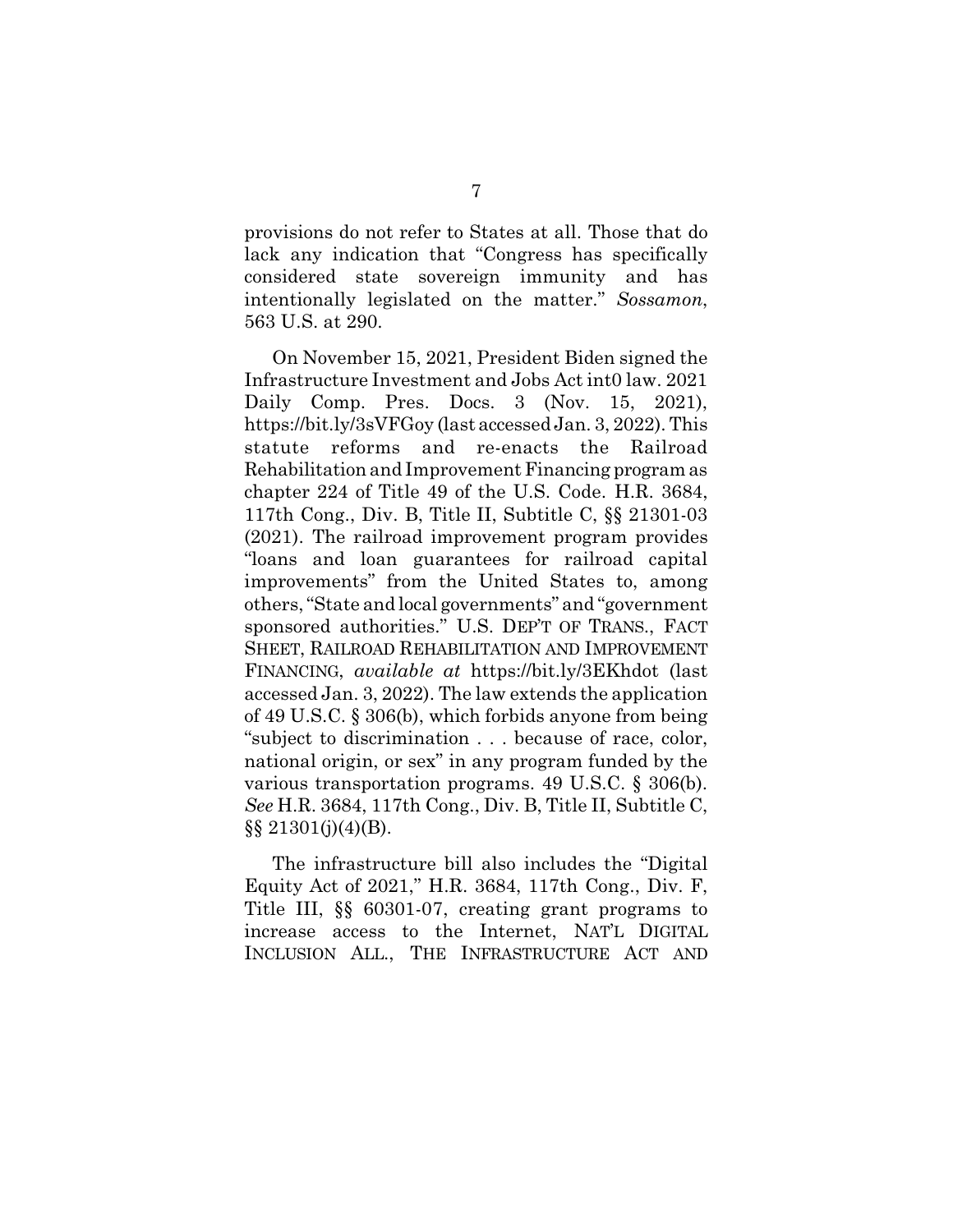provisions do not refer to States at all. Those that do lack any indication that "Congress has specifically considered state sovereign immunity and has intentionally legislated on the matter." *Sossamon*, 563 U.S. at 290.

On November 15, 2021, President Biden signed the Infrastructure Investment and Jobs Act int0 law. 2021 Daily Comp. Pres. Docs. 3 (Nov. 15, 2021), https://bit.ly/3sVFGoy (last accessed Jan. 3, 2022). This statute reforms and re-enacts the Railroad Rehabilitation and Improvement Financing program as chapter 224 of Title 49 of the U.S. Code. H.R. 3684, 117th Cong., Div. B, Title II, Subtitle C, §§ 21301-03 (2021). The railroad improvement program provides "loans and loan guarantees for railroad capital improvements" from the United States to, among others, "State and local governments" and "government sponsored authorities." U.S. DEP'T OF TRANS., FACT SHEET, RAILROAD REHABILITATION AND IMPROVEMENT FINANCING, *available at* https://bit.ly/3EKhdot (last accessed Jan. 3, 2022). The law extends the application of 49 U.S.C. § 306(b), which forbids anyone from being "subject to discrimination . . . because of race, color, national origin, or sex" in any program funded by the various transportation programs. 49 U.S.C. § 306(b). *See* H.R. 3684, 117th Cong., Div. B, Title II, Subtitle C, §§ 21301(j)(4)(B).

The infrastructure bill also includes the "Digital Equity Act of 2021," H.R. 3684, 117th Cong., Div. F, Title III, §§ 60301-07, creating grant programs to increase access to the Internet, NAT'L DIGITAL INCLUSION ALL., THE INFRASTRUCTURE ACT AND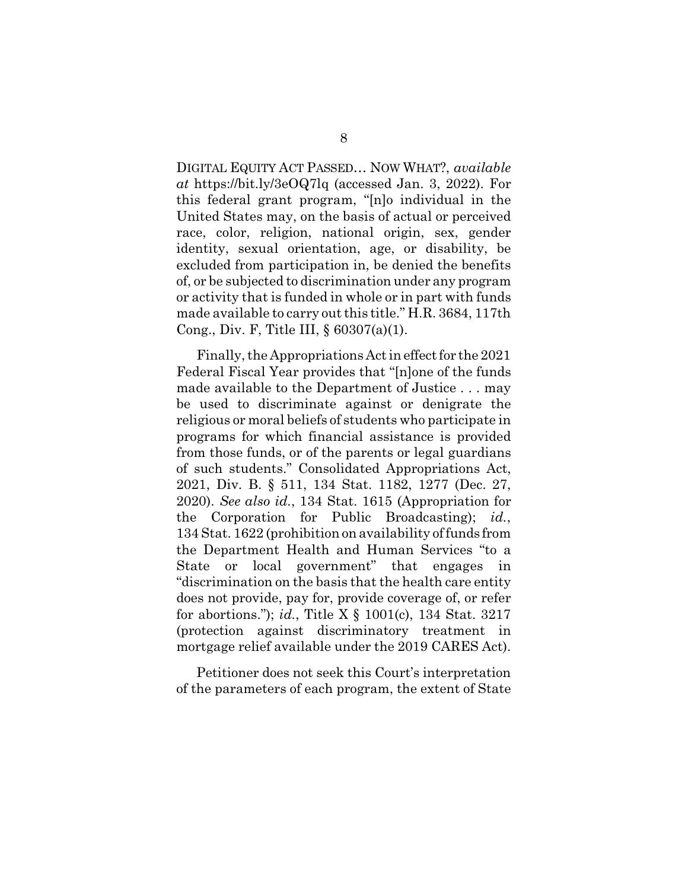DIGITAL EQUITY ACT PASSED… NOW WHAT?, *available at* https://bit.ly/3eOQ7lq (accessed Jan. 3, 2022). For this federal grant program, "[n]o individual in the United States may, on the basis of actual or perceived race, color, religion, national origin, sex, gender identity, sexual orientation, age, or disability, be excluded from participation in, be denied the benefits of, or be subjected to discrimination under any program or activity that is funded in whole or in part with funds made available to carry out this title." H.R. 3684, 117th Cong., Div. F, Title III, § 60307(a)(1).

Finally, the Appropriations Act in effect for the 2021 Federal Fiscal Year provides that "[n]one of the funds made available to the Department of Justice . . . may be used to discriminate against or denigrate the religious or moral beliefs of students who participate in programs for which financial assistance is provided from those funds, or of the parents or legal guardians of such students." Consolidated Appropriations Act, 2021, Div. B. § 511, 134 Stat. 1182, 1277 (Dec. 27, 2020). *See also id.*, 134 Stat. 1615 (Appropriation for the Corporation for Public Broadcasting); *id.*, 134 Stat. 1622 (prohibition on availability of funds from the Department Health and Human Services "to a State or local government" that engages in "discrimination on the basis that the health care entity does not provide, pay for, provide coverage of, or refer for abortions."); *id.*, Title X § 1001(c), 134 Stat. 3217 (protection against discriminatory treatment in mortgage relief available under the 2019 CARES Act).

Petitioner does not seek this Court's interpretation of the parameters of each program, the extent of State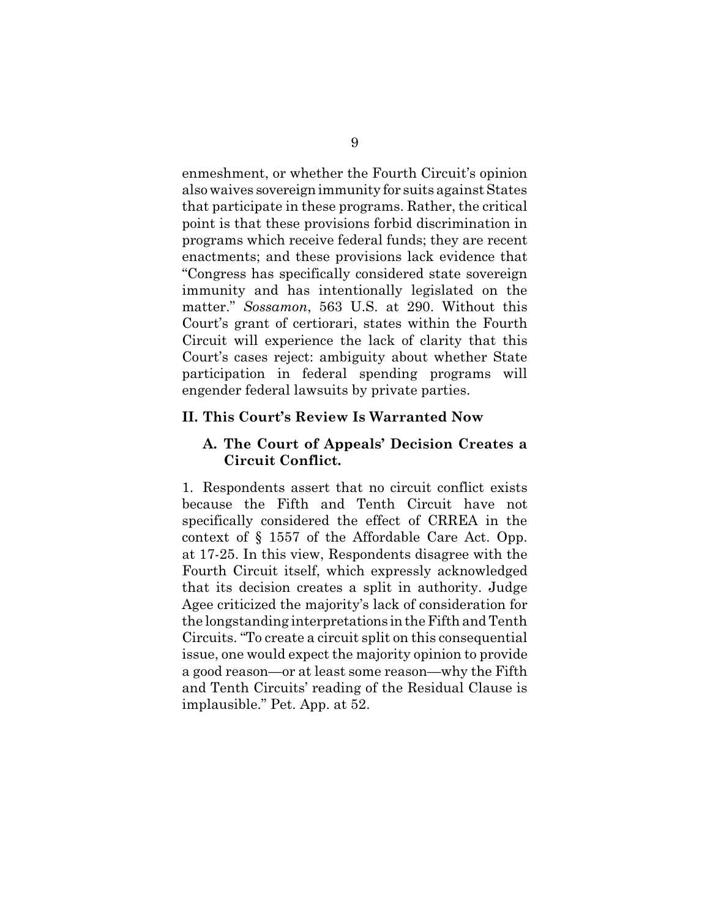enmeshment, or whether the Fourth Circuit's opinion also waives sovereign immunity for suits against States that participate in these programs. Rather, the critical point is that these provisions forbid discrimination in programs which receive federal funds; they are recent enactments; and these provisions lack evidence that "Congress has specifically considered state sovereign immunity and has intentionally legislated on the matter." *Sossamon*, 563 U.S. at 290. Without this Court's grant of certiorari, states within the Fourth Circuit will experience the lack of clarity that this Court's cases reject: ambiguity about whether State participation in federal spending programs will engender federal lawsuits by private parties.

## II. This Court's Review Is Warranted Now

### A. The Court of Appeals' Decision Creates a Circuit Conflict.

1. Respondents assert that no circuit conflict exists because the Fifth and Tenth Circuit have not specifically considered the effect of CRREA in the context of § 1557 of the Affordable Care Act. Opp. at 17-25. In this view, Respondents disagree with the Fourth Circuit itself, which expressly acknowledged that its decision creates a split in authority. Judge Agee criticized the majority's lack of consideration for the longstanding interpretations in the Fifth and Tenth Circuits. "To create a circuit split on this consequential issue, one would expect the majority opinion to provide a good reason—or at least some reason—why the Fifth and Tenth Circuits' reading of the Residual Clause is implausible." Pet. App. at 52.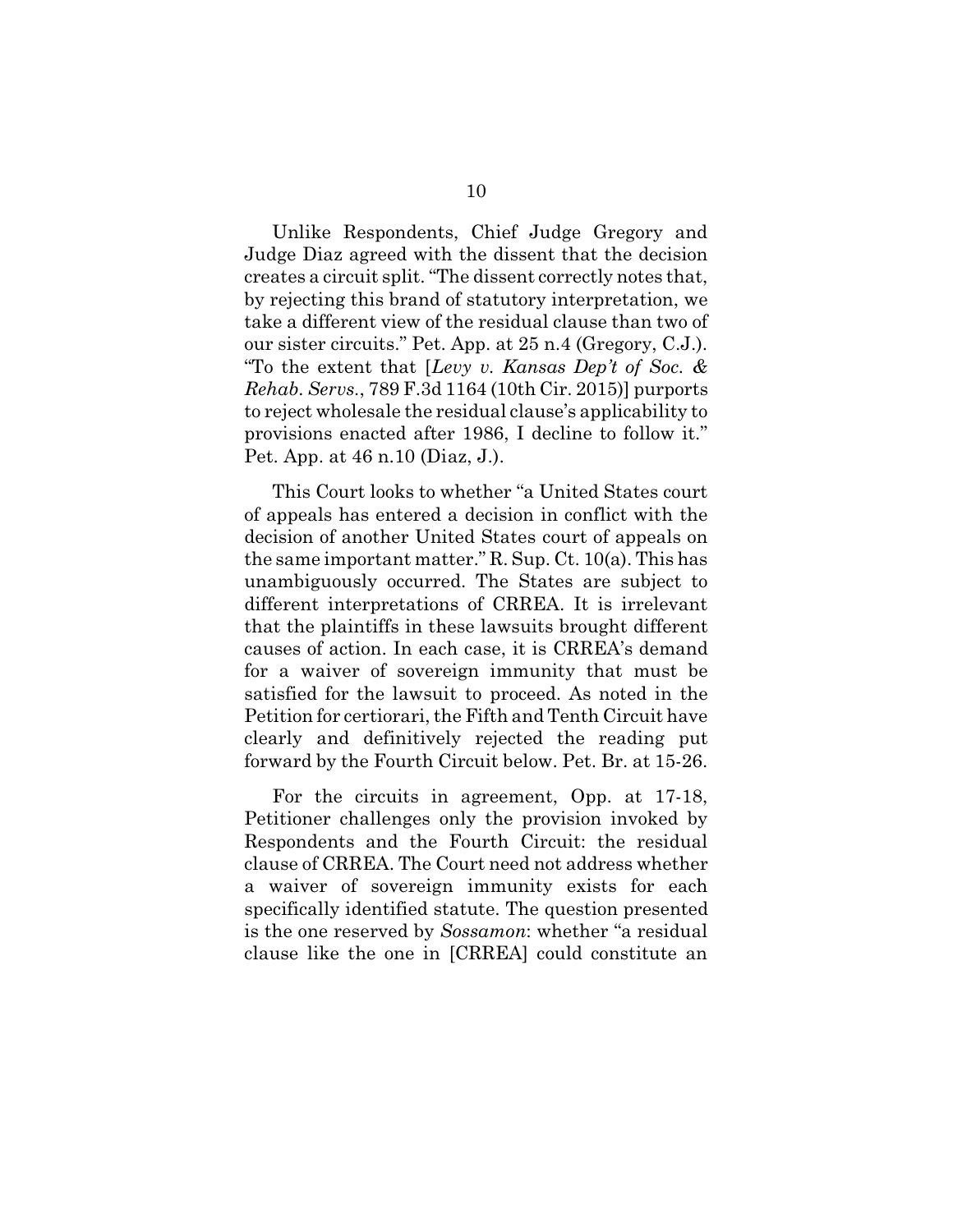Unlike Respondents, Chief Judge Gregory and Judge Diaz agreed with the dissent that the decision creates a circuit split. "The dissent correctly notes that, by rejecting this brand of statutory interpretation, we take a different view of the residual clause than two of our sister circuits." Pet. App. at 25 n.4 (Gregory, C.J.). "To the extent that [*Levy v. Kansas Dep't of Soc. & Rehab. Servs.*, 789 F.3d 1164 (10th Cir. 2015)] purports to reject wholesale the residual clause's applicability to provisions enacted after 1986, I decline to follow it." Pet. App. at 46 n.10 (Diaz, J.).

This Court looks to whether "a United States court of appeals has entered a decision in conflict with the decision of another United States court of appeals on the same important matter." R. Sup. Ct. 10(a). This has unambiguously occurred. The States are subject to different interpretations of CRREA. It is irrelevant that the plaintiffs in these lawsuits brought different causes of action. In each case, it is CRREA's demand for a waiver of sovereign immunity that must be satisfied for the lawsuit to proceed. As noted in the Petition for certiorari, the Fifth and Tenth Circuit have clearly and definitively rejected the reading put forward by the Fourth Circuit below. Pet. Br. at 15-26.

For the circuits in agreement, Opp. at 17-18, Petitioner challenges only the provision invoked by Respondents and the Fourth Circuit: the residual clause of CRREA. The Court need not address whether a waiver of sovereign immunity exists for each specifically identified statute. The question presented is the one reserved by *Sossamon*: whether "a residual clause like the one in [CRREA] could constitute an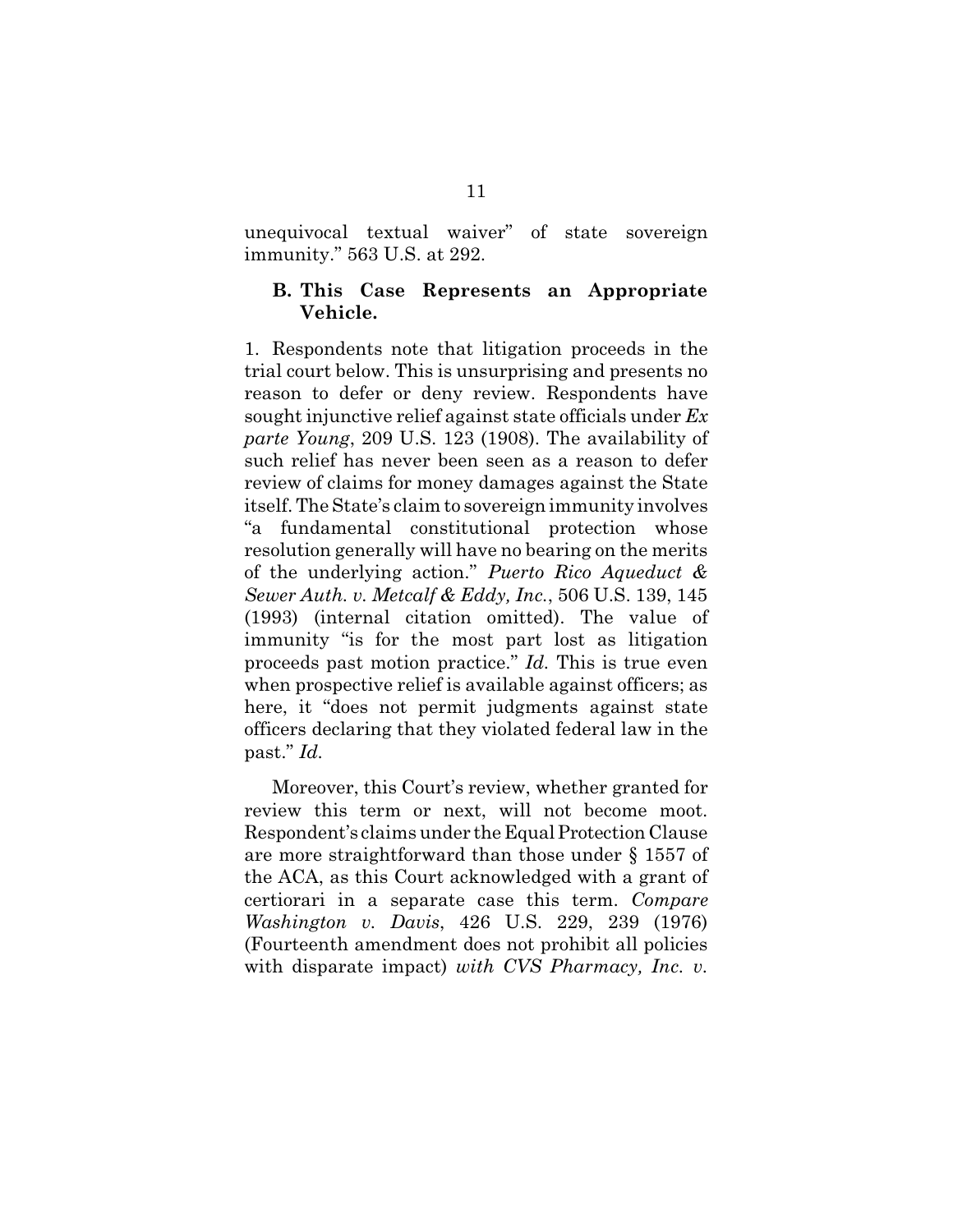unequivocal textual waiver" of state sovereign immunity." 563 U.S. at 292.

### B. This Case Represents an Appropriate Vehicle.

1. Respondents note that litigation proceeds in the trial court below. This is unsurprising and presents no reason to defer or deny review. Respondents have sought injunctive relief against state officials under *Ex parte Young*, 209 U.S. 123 (1908). The availability of such relief has never been seen as a reason to defer review of claims for money damages against the State itself. The State's claim to sovereign immunity involves "a fundamental constitutional protection whose resolution generally will have no bearing on the merits of the underlying action." *Puerto Rico Aqueduct & Sewer Auth. v. Metcalf & Eddy, Inc.*, 506 U.S. 139, 145 (1993) (internal citation omitted). The value of immunity "is for the most part lost as litigation proceeds past motion practice." *Id.* This is true even when prospective relief is available against officers; as here, it "does not permit judgments against state officers declaring that they violated federal law in the past." *Id.*

Moreover, this Court's review, whether granted for review this term or next, will not become moot. Respondent's claims under the Equal Protection Clause are more straightforward than those under § 1557 of the ACA, as this Court acknowledged with a grant of certiorari in a separate case this term. *Compare Washington v. Davis*, 426 U.S. 229, 239 (1976) (Fourteenth amendment does not prohibit all policies with disparate impact) *with CVS Pharmacy, Inc. v.*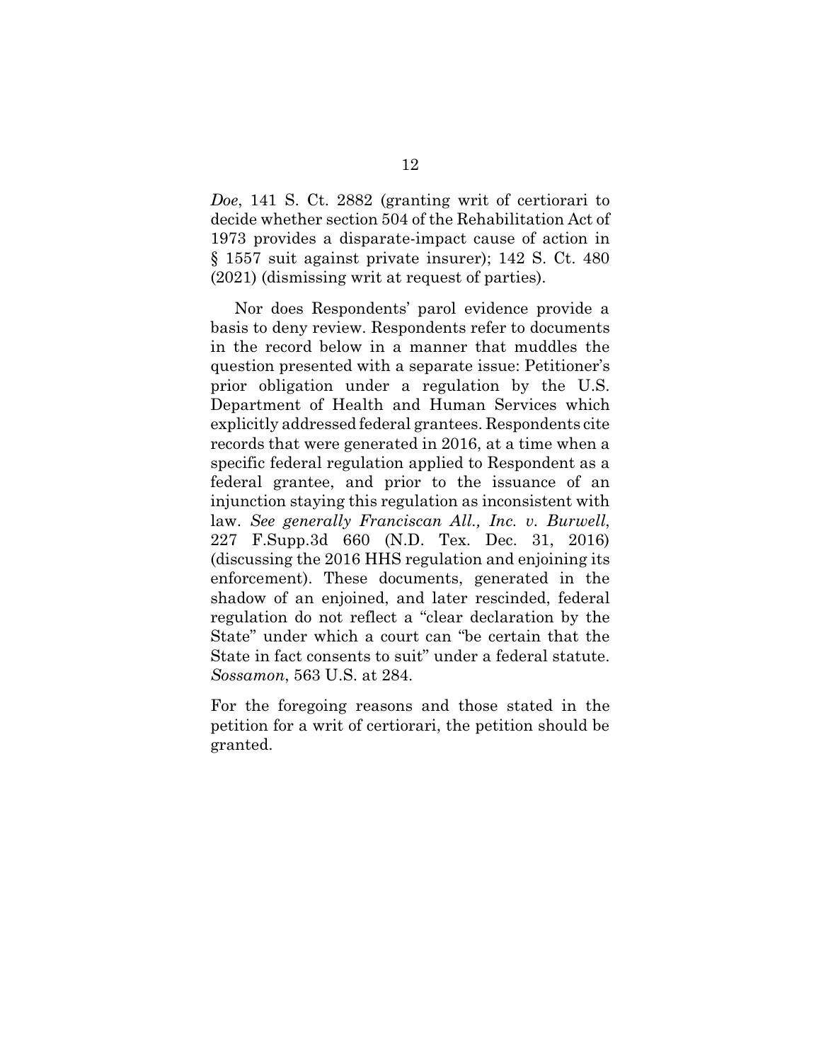*Doe*, 141 S. Ct. 2882 (granting writ of certiorari to decide whether section 504 of the Rehabilitation Act of 1973 provides a disparate-impact cause of action in § 1557 suit against private insurer); 142 S. Ct. 480 (2021) (dismissing writ at request of parties).

Nor does Respondents' parol evidence provide a basis to deny review. Respondents refer to documents in the record below in a manner that muddles the question presented with a separate issue: Petitioner's prior obligation under a regulation by the U.S. Department of Health and Human Services which explicitly addressed federal grantees. Respondents cite records that were generated in 2016, at a time when a specific federal regulation applied to Respondent as a federal grantee, and prior to the issuance of an injunction staying this regulation as inconsistent with law. *See generally Franciscan All., Inc. v. Burwell*, 227 F.Supp.3d 660 (N.D. Tex. Dec. 31, 2016) (discussing the 2016 HHS regulation and enjoining its enforcement). These documents, generated in the shadow of an enjoined, and later rescinded, federal regulation do not reflect a "clear declaration by the State" under which a court can "be certain that the State in fact consents to suit" under a federal statute. *Sossamon*, 563 U.S. at 284.

For the foregoing reasons and those stated in the petition for a writ of certiorari, the petition should be granted.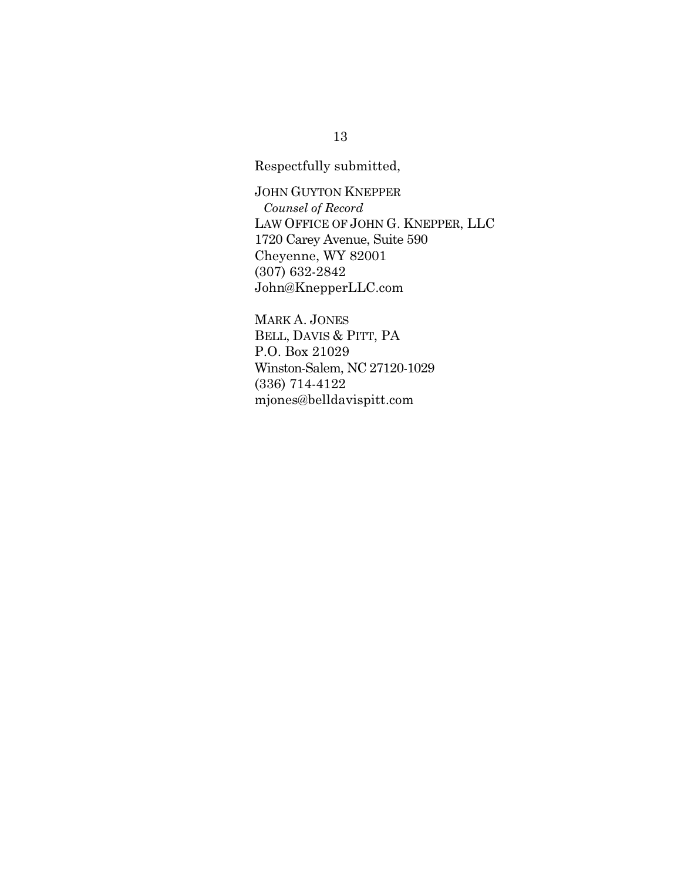Respectfully submitted,

JOHN GUYTON KNEPPER
*Counsel of Record*
LAW OFFICE OF JOHN G. KNEPPER, LLC
1720 Carey Avenue, Suite 590
Cheyenne, WY 82001
(307) 632-2842
John@KnepperLLC.com

MARK A. JONES
BELL, DAVIS & PITT, PA
P.O. Box 21029
Winston-Salem, NC 27120-1029
(336) 714-4122
mjones@belldavispitt.com